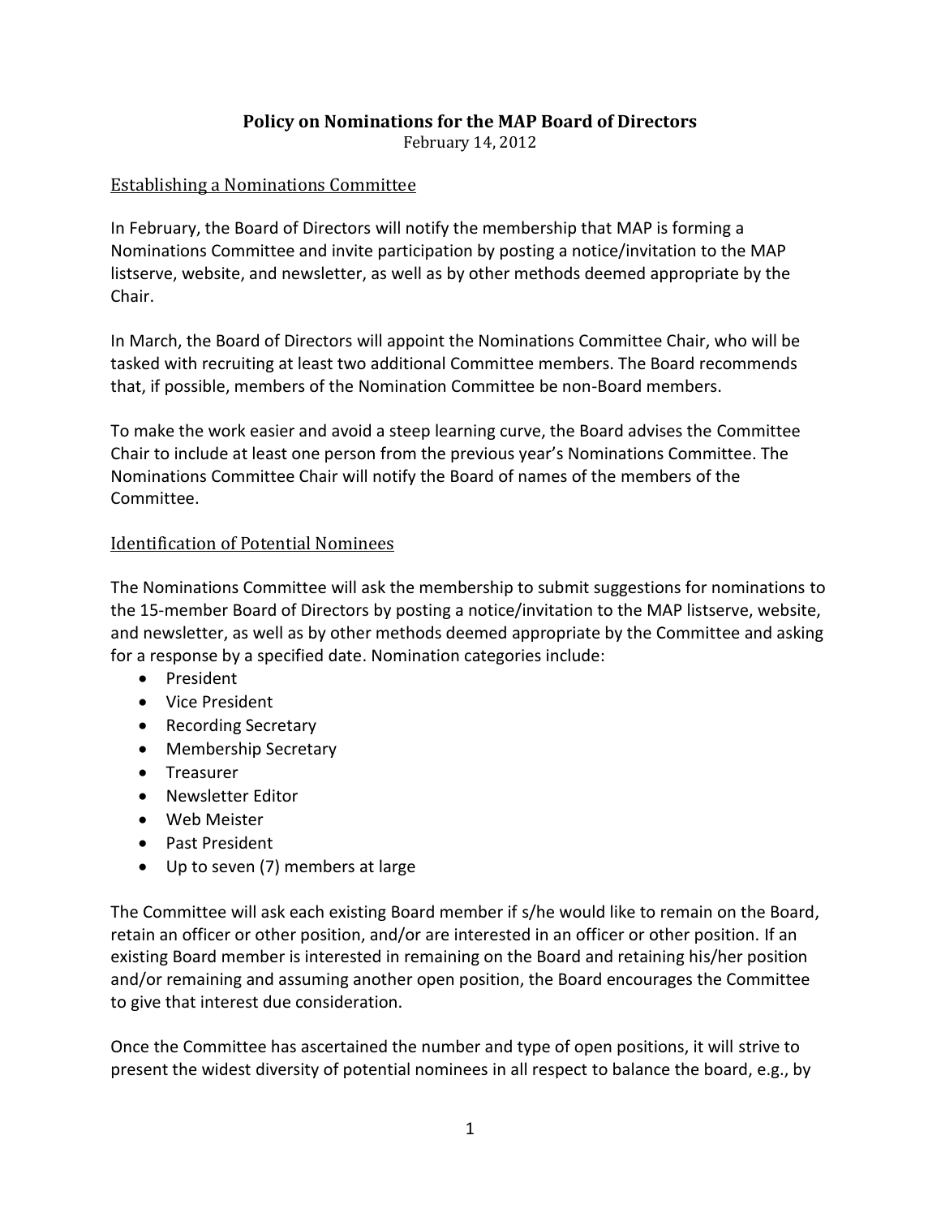# Policy on Nominations for the MAP Board of Directors

February 14, 2012

## Establishing a Nominations Committee

In February, the Board of Directors will notify the membership that MAP is forming a Nominations Committee and invite participation by posting a notice/invitation to the MAP listserve, website, and newsletter, as well as by other methods deemed appropriate by the Chair.

In March, the Board of Directors will appoint the Nominations Committee Chair, who will be tasked with recruiting at least two additional Committee members. The Board recommends that, if possible, members of the Nomination Committee be non-Board members.

To make the work easier and avoid a steep learning curve, the Board advises the Committee Chair to include at least one person from the previous year's Nominations Committee. The Nominations Committee Chair will notify the Board of names of the members of the Committee.

## Identification of Potential Nominees

The Nominations Committee will ask the membership to submit suggestions for nominations to the 15-member Board of Directors by posting a notice/invitation to the MAP listserve, website, and newsletter, as well as by other methods deemed appropriate by the Committee and asking for a response by a specified date. Nomination categories include:

- President
- Vice President
- Recording Secretary
- Membership Secretary
- Treasurer
- Newsletter Editor
- Web Meister
- Past President
- Up to seven (7) members at large

The Committee will ask each existing Board member if s/he would like to remain on the Board, retain an officer or other position, and/or are interested in an officer or other position. If an existing Board member is interested in remaining on the Board and retaining his/her position and/or remaining and assuming another open position, the Board encourages the Committee to give that interest due consideration.

Once the Committee has ascertained the number and type of open positions, it will strive to present the widest diversity of potential nominees in all respect to balance the board, e.g., by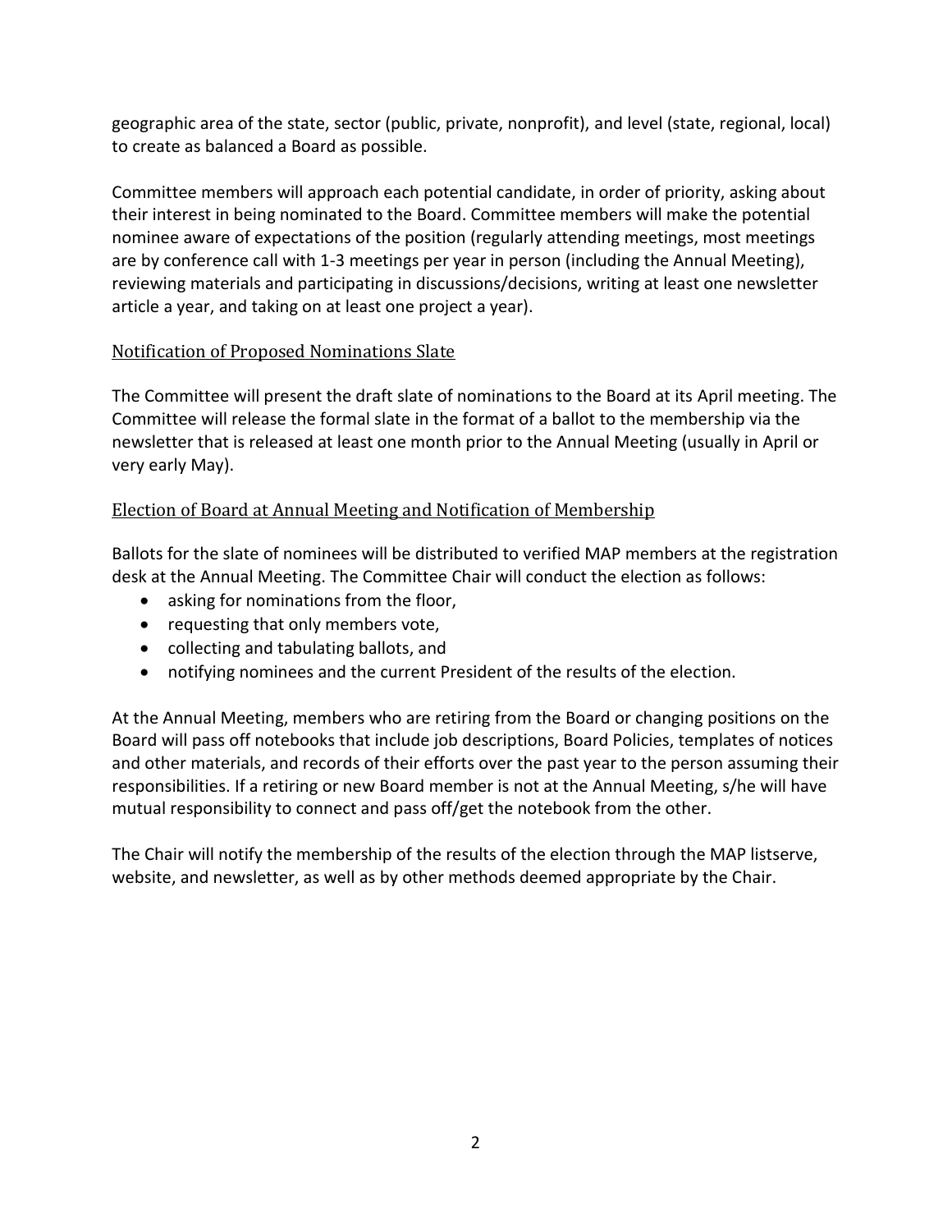geographic area of the state, sector (public, private, nonprofit), and level (state, regional, local) to create as balanced a Board as possible.

Committee members will approach each potential candidate, in order of priority, asking about their interest in being nominated to the Board. Committee members will make the potential nominee aware of expectations of the position (regularly attending meetings, most meetings are by conference call with 1-3 meetings per year in person (including the Annual Meeting), reviewing materials and participating in discussions/decisions, writing at least one newsletter article a year, and taking on at least one project a year).

## Notification of Proposed Nominations Slate

The Committee will present the draft slate of nominations to the Board at its April meeting. The Committee will release the formal slate in the format of a ballot to the membership via the newsletter that is released at least one month prior to the Annual Meeting (usually in April or very early May).

## Election of Board at Annual Meeting and Notification of Membership

Ballots for the slate of nominees will be distributed to verified MAP members at the registration desk at the Annual Meeting. The Committee Chair will conduct the election as follows:

- asking for nominations from the floor,
- requesting that only members vote,
- collecting and tabulating ballots, and
- notifying nominees and the current President of the results of the election.

At the Annual Meeting, members who are retiring from the Board or changing positions on the Board will pass off notebooks that include job descriptions, Board Policies, templates of notices and other materials, and records of their efforts over the past year to the person assuming their responsibilities. If a retiring or new Board member is not at the Annual Meeting, s/he will have mutual responsibility to connect and pass off/get the notebook from the other.

The Chair will notify the membership of the results of the election through the MAP listserve, website, and newsletter, as well as by other methods deemed appropriate by the Chair.